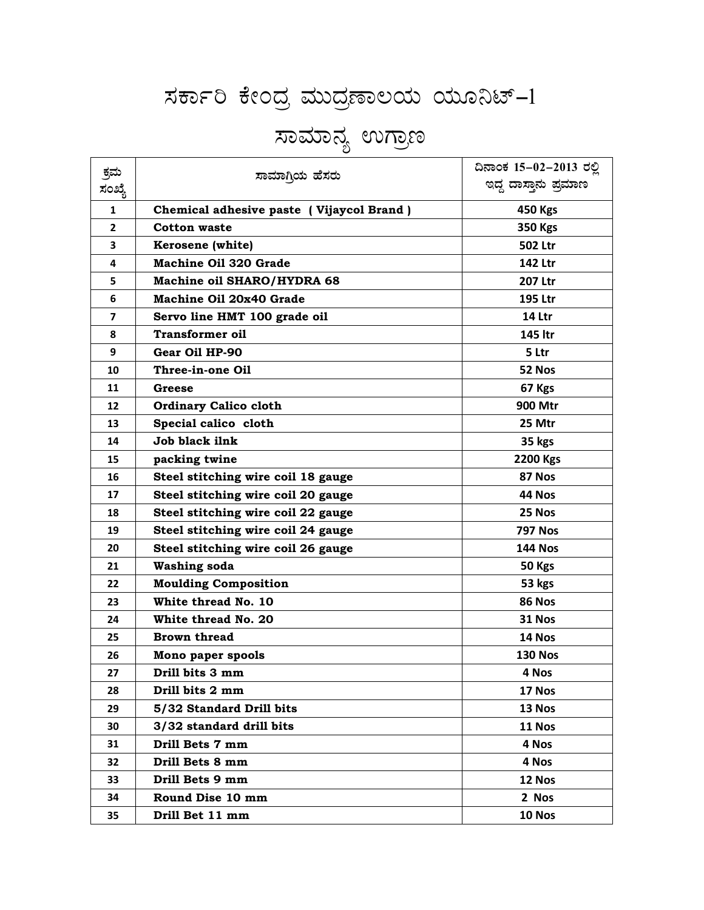# ಸರ್ಕಾರಿ ಕೇಂದ್ರ ಮುದ್ರಣಾಲಯ ಯೂನಿಟ್–1

## ಸಾಮಾನ್ಯ ಉಗ್ರಾಣ

| ಕ್ರಮ ಸಂಖ್ಯೆ | ಸಾಮಾಗ್ರಿಯ ಹೆಸರು | ದಿನಾಂಕ 15–02–2013 ರಲ್ಲಿ ಇದ್ದ ದಾಸ್ತಾನು ಪ್ರಮಾಣ |
|---|---|---|
| 1 | **Chemical adhesive paste ( Vijaycol Brand )** | **450 Kgs** |
| 2 | **Cotton waste** | **350 Kgs** |
| 3 | **Kerosene (white)** | **502 Ltr** |
| 4 | **Machine Oil 320 Grade** | **142 Ltr** |
| 5 | **Machine oil SHARO/HYDRA 68** | **207 Ltr** |
| 6 | **Machine Oil 20x40 Grade** | **195 Ltr** |
| 7 | **Servo line HMT 100 grade oil** | **14 Ltr** |
| 8 | **Transformer oil** | **145 ltr** |
| 9 | **Gear Oil HP-90** | **5 Ltr** |
| 10 | **Three-in-one Oil** | **52 Nos** |
| 11 | **Greese** | **67 Kgs** |
| 12 | **Ordinary Calico cloth** | **900 Mtr** |
| 13 | **Special calico cloth** | **25 Mtr** |
| 14 | **Job black ilnk** | **35 kgs** |
| 15 | **packing twine** | **2200 Kgs** |
| 16 | **Steel stitching wire coil 18 gauge** | **87 Nos** |
| 17 | **Steel stitching wire coil 20 gauge** | **44 Nos** |
| 18 | **Steel stitching wire coil 22 gauge** | **25 Nos** |
| 19 | **Steel stitching wire coil 24 gauge** | **797 Nos** |
| 20 | **Steel stitching wire coil 26 gauge** | **144 Nos** |
| 21 | **Washing soda** | **50 Kgs** |
| 22 | **Moulding Composition** | **53 kgs** |
| 23 | **White thread No. 10** | **86 Nos** |
| 24 | **White thread No. 20** | **31 Nos** |
| 25 | **Brown thread** | **14 Nos** |
| 26 | **Mono paper spools** | **130 Nos** |
| 27 | **Drill bits 3 mm** | **4 Nos** |
| 28 | **Drill bits 2 mm** | **17 Nos** |
| 29 | **5/32 Standard Drill bits** | **13 Nos** |
| 30 | **3/32 standard drill bits** | **11 Nos** |
| 31 | **Drill Bets 7 mm** | **4 Nos** |
| 32 | **Drill Bets 8 mm** | **4 Nos** |
| 33 | **Drill Bets 9 mm** | **12 Nos** |
| 34 | **Round Dise 10 mm** | **2 Nos** |
| 35 | **Drill Bet 11 mm** | **10 Nos** |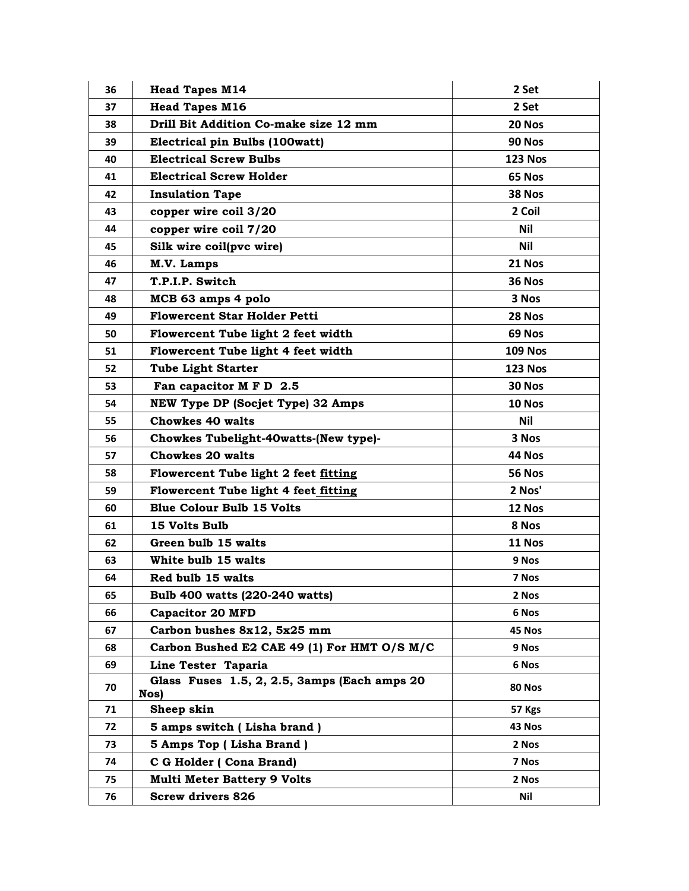| 36 | Head Tapes M14 | 2 Set |
|---|---|---|
| 37 | Head Tapes M16 | 2 Set |
| 38 | Drill Bit Addition Co-make size 12 mm | 20 Nos |
| 39 | Electrical pin Bulbs (100watt) | 90 Nos |
| 40 | Electrical Screw Bulbs | 123 Nos |
| 41 | Electrical Screw Holder | 65 Nos |
| 42 | Insulation Tape | 38 Nos |
| 43 | copper wire coil 3/20 | 2 Coil |
| 44 | copper wire coil 7/20 | Nil |
| 45 | Silk wire coil(pvc wire) | Nil |
| 46 | M.V. Lamps | 21 Nos |
| 47 | T.P.I.P. Switch | 36 Nos |
| 48 | MCB 63 amps 4 polo | 3 Nos |
| 49 | Flowercent Star Holder Petti | 28 Nos |
| 50 | Flowercent Tube light 2 feet width | 69 Nos |
| 51 | Flowercent Tube light 4 feet width | 109 Nos |
| 52 | Tube Light Starter | 123 Nos |
| 53 | Fan capacitor M F D 2.5 | 30 Nos |
| 54 | NEW Type DP (Socjet Type) 32 Amps | 10 Nos |
| 55 | Chowkes 40 walts | Nil |
| 56 | Chowkes Tubelight-40watts-(New type)- | 3 Nos |
| 57 | Chowkes 20 walts | 44 Nos |
| 58 | Flowercent Tube light 2 feet fitting | 56 Nos |
| 59 | Flowercent Tube light 4 feet fitting | 2 Nos' |
| 60 | Blue Colour Bulb 15 Volts | 12 Nos |
| 61 | 15 Volts Bulb | 8 Nos |
| 62 | Green bulb 15 walts | 11 Nos |
| 63 | White bulb 15 walts | 9 Nos |
| 64 | Red bulb 15 walts | 7 Nos |
| 65 | Bulb 400 watts (220-240 watts) | 2 Nos |
| 66 | Capacitor 20 MFD | 6 Nos |
| 67 | Carbon bushes 8x12, 5x25 mm | 45 Nos |
| 68 | Carbon Bushed E2 CAE 49 (1) For HMT O/S M/C | 9 Nos |
| 69 | Line Tester Taparia | 6 Nos |
| 70 | Glass Fuses 1.5, 2, 2.5, 3amps (Each amps 20 Nos) | 80 Nos |
| 71 | Sheep skin | 57 Kgs |
| 72 | 5 amps switch ( Lisha brand ) | 43 Nos |
| 73 | 5 Amps Top ( Lisha Brand ) | 2 Nos |
| 74 | C G Holder ( Cona Brand) | 7 Nos |
| 75 | Multi Meter Battery 9 Volts | 2 Nos |
| 76 | Screw drivers 826 | Nil |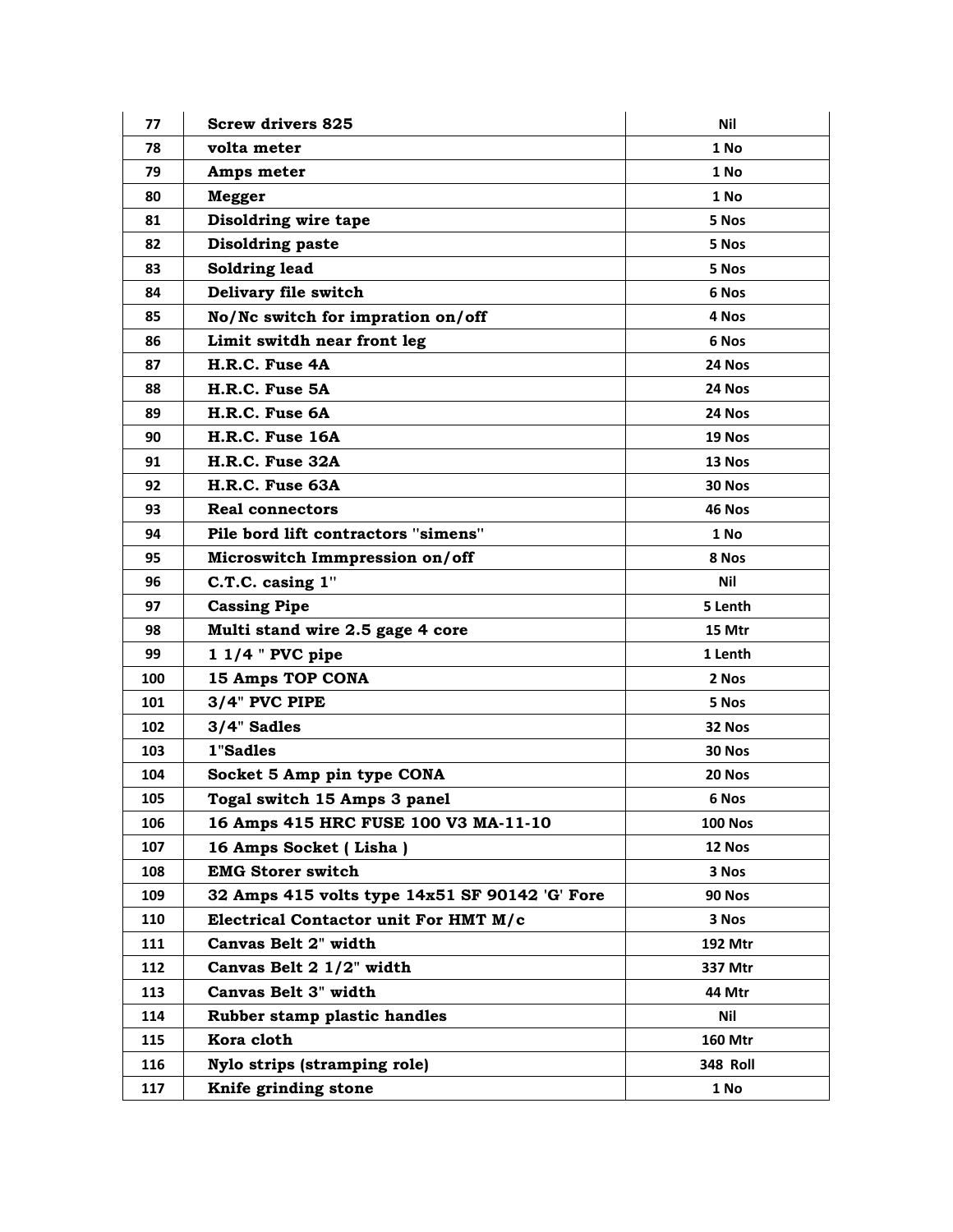| 77 | Screw drivers 825 | Nil |
|---|---|---|
| 78 | volta meter | 1 No |
| 79 | Amps meter | 1 No |
| 80 | Megger | 1 No |
| 81 | Disoldring wire tape | 5 Nos |
| 82 | Disoldring paste | 5 Nos |
| 83 | Soldring lead | 5 Nos |
| 84 | Delivary file switch | 6 Nos |
| 85 | No/Nc switch for impration on/off | 4 Nos |
| 86 | Limit switdh near front leg | 6 Nos |
| 87 | H.R.C. Fuse 4A | 24 Nos |
| 88 | H.R.C. Fuse 5A | 24 Nos |
| 89 | H.R.C. Fuse 6A | 24 Nos |
| 90 | H.R.C. Fuse 16A | 19 Nos |
| 91 | H.R.C. Fuse 32A | 13 Nos |
| 92 | H.R.C. Fuse 63A | 30 Nos |
| 93 | Real connectors | 46 Nos |
| 94 | Pile bord lift contractors "simens" | 1 No |
| 95 | Microswitch Immpression on/off | 8 Nos |
| 96 | C.T.C. casing 1" | Nil |
| 97 | Cassing Pipe | 5 Lenth |
| 98 | Multi stand wire 2.5 gage 4 core | 15 Mtr |
| 99 | 1 1/4 " PVC pipe | 1 Lenth |
| 100 | 15 Amps TOP CONA | 2 Nos |
| 101 | 3/4" PVC PIPE | 5 Nos |
| 102 | 3/4" Sadles | 32 Nos |
| 103 | 1"Sadles | 30 Nos |
| 104 | Socket 5 Amp pin type CONA | 20 Nos |
| 105 | Togal switch 15 Amps 3 panel | 6 Nos |
| 106 | 16 Amps 415 HRC FUSE 100 V3 MA-11-10 | 100 Nos |
| 107 | 16 Amps Socket ( Lisha ) | 12 Nos |
| 108 | EMG Storer switch | 3 Nos |
| 109 | 32 Amps 415 volts type 14x51 SF 90142 'G' Fore | 90 Nos |
| 110 | Electrical Contactor unit For HMT M/c | 3 Nos |
| 111 | Canvas Belt 2" width | 192 Mtr |
| 112 | Canvas Belt 2 1/2" width | 337 Mtr |
| 113 | Canvas Belt 3" width | 44 Mtr |
| 114 | Rubber stamp plastic handles | Nil |
| 115 | Kora cloth | 160 Mtr |
| 116 | Nylo strips (stramping role) | 348 Roll |
| 117 | Knife grinding stone | 1 No |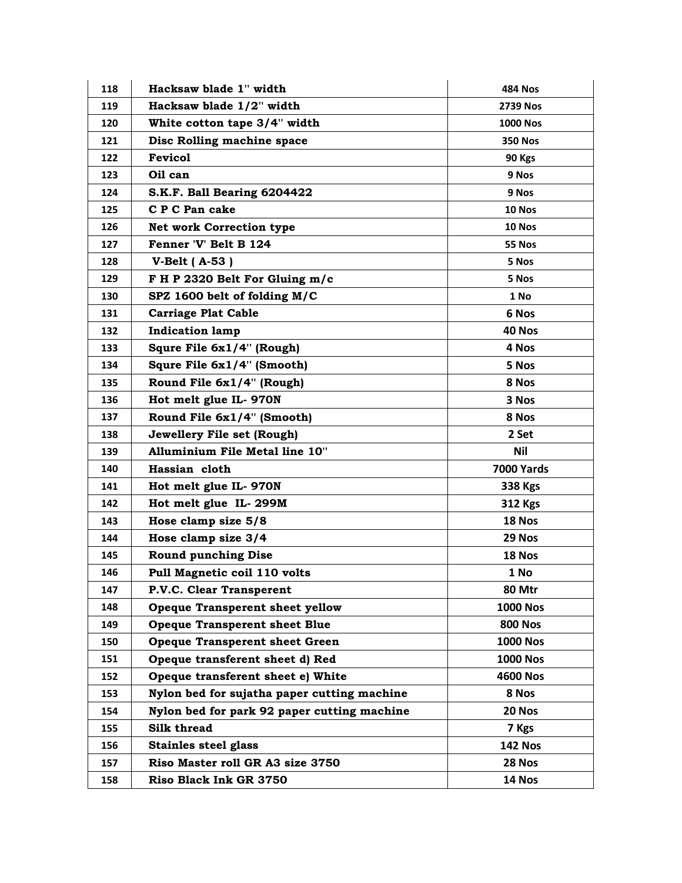| 118 | Hacksaw blade 1" width | 484 Nos |
|---|---|---|
| 119 | Hacksaw blade 1/2" width | 2739 Nos |
| 120 | White cotton tape 3/4" width | 1000 Nos |
| 121 | Disc Rolling machine space | 350 Nos |
| 122 | Fevicol | 90 Kgs |
| 123 | Oil can | 9 Nos |
| 124 | S.K.F. Ball Bearing 6204422 | 9 Nos |
| 125 | C P C Pan cake | 10 Nos |
| 126 | Net work Correction type | 10 Nos |
| 127 | Fenner 'V' Belt B 124 | 55 Nos |
| 128 | V-Belt ( A-53 ) | 5 Nos |
| 129 | F H P 2320 Belt For Gluing m/c | 5 Nos |
| 130 | SPZ 1600 belt of folding M/C | 1 No |
| 131 | Carriage Plat Cable | 6 Nos |
| 132 | Indication lamp | 40 Nos |
| 133 | Squre File 6x1/4" (Rough) | 4 Nos |
| 134 | Squre File 6x1/4" (Smooth) | 5 Nos |
| 135 | Round File 6x1/4" (Rough) | 8 Nos |
| 136 | Hot melt glue IL- 970N | 3 Nos |
| 137 | Round File 6x1/4" (Smooth) | 8 Nos |
| 138 | Jewellery File set (Rough) | 2 Set |
| 139 | Alluminium File Metal line 10" | Nil |
| 140 | Hassian cloth | 7000 Yards |
| 141 | Hot melt glue IL- 970N | 338 Kgs |
| 142 | Hot melt glue IL- 299M | 312 Kgs |
| 143 | Hose clamp size 5/8 | 18 Nos |
| 144 | Hose clamp size 3/4 | 29 Nos |
| 145 | Round punching Dise | 18 Nos |
| 146 | Pull Magnetic coil 110 volts | 1 No |
| 147 | P.V.C. Clear Transperent | 80 Mtr |
| 148 | Opeque Transperent sheet yellow | 1000 Nos |
| 149 | Opeque Transperent sheet Blue | 800 Nos |
| 150 | Opeque Transperent sheet Green | 1000 Nos |
| 151 | Opeque transferent sheet d) Red | 1000 Nos |
| 152 | Opeque transferent sheet e) White | 4600 Nos |
| 153 | Nylon bed for sujatha paper cutting machine | 8 Nos |
| 154 | Nylon bed for park 92 paper cutting machine | 20 Nos |
| 155 | Silk thread | 7 Kgs |
| 156 | Stainles steel glass | 142 Nos |
| 157 | Riso Master roll GR A3 size 3750 | 28 Nos |
| 158 | Riso Black Ink GR 3750 | 14 Nos |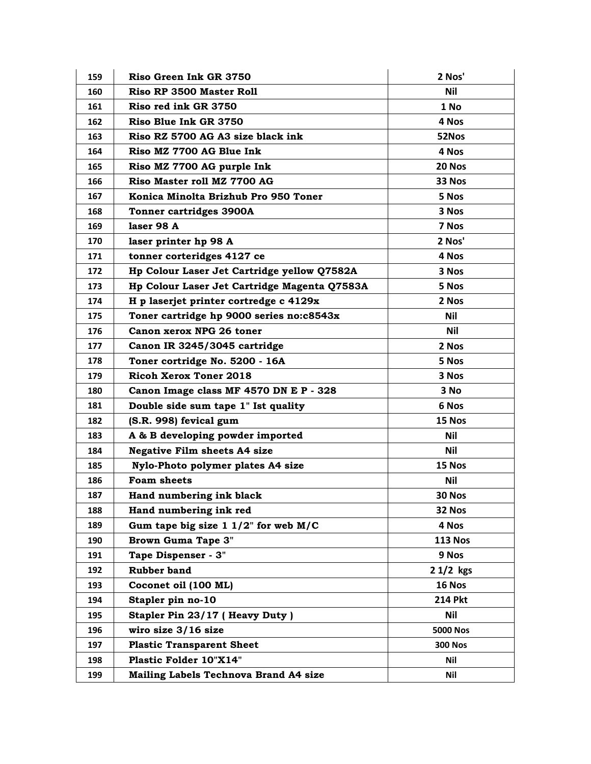| 159 | Riso Green Ink GR 3750 | 2 Nos' |
|---|---|---|
| 160 | Riso RP 3500 Master Roll | Nil |
| 161 | Riso red ink GR 3750 | 1 No |
| 162 | Riso Blue Ink GR 3750 | 4 Nos |
| 163 | Riso RZ 5700 AG A3 size black ink | 52Nos |
| 164 | Riso MZ 7700 AG Blue Ink | 4 Nos |
| 165 | Riso MZ 7700 AG purple Ink | 20 Nos |
| 166 | Riso Master roll MZ 7700 AG | 33 Nos |
| 167 | Konica Minolta Brizhub Pro 950 Toner | 5 Nos |
| 168 | Tonner cartridges 3900A | 3 Nos |
| 169 | laser 98 A | 7 Nos |
| 170 | laser printer hp 98 A | 2 Nos' |
| 171 | tonner corteridges 4127 ce | 4 Nos |
| 172 | Hp Colour Laser Jet Cartridge yellow Q7582A | 3 Nos |
| 173 | Hp Colour Laser Jet Cartridge Magenta Q7583A | 5 Nos |
| 174 | H p laserjet printer cortredge c 4129x | 2 Nos |
| 175 | Toner cartridge hp 9000 series no:c8543x | Nil |
| 176 | Canon xerox NPG 26 toner | Nil |
| 177 | Canon IR 3245/3045 cartridge | 2 Nos |
| 178 | Toner cortridge No. 5200 - 16A | 5 Nos |
| 179 | Ricoh Xerox Toner 2018 | 3 Nos |
| 180 | Canon Image class MF 4570 DN E P - 328 | 3 No |
| 181 | Double side sum tape 1" Ist quality | 6 Nos |
| 182 | (S.R. 998) fevical gum | 15 Nos |
| 183 | A & B developing powder imported | Nil |
| 184 | Negative Film sheets A4 size | Nil |
| 185 | Nylo-Photo polymer plates A4 size | 15 Nos |
| 186 | Foam sheets | Nil |
| 187 | Hand numbering ink black | 30 Nos |
| 188 | Hand numbering ink red | 32 Nos |
| 189 | Gum tape big size 1 1/2" for web M/C | 4 Nos |
| 190 | Brown Guma Tape 3" | 113 Nos |
| 191 | Tape Dispenser - 3" | 9 Nos |
| 192 | Rubber band | 2 1/2 kgs |
| 193 | Coconet oil (100 ML) | 16 Nos |
| 194 | Stapler pin no-10 | 214 Pkt |
| 195 | Stapler Pin 23/17 ( Heavy Duty ) | Nil |
| 196 | wiro size 3/16 size | 5000 Nos |
| 197 | Plastic Transparent Sheet | 300 Nos |
| 198 | Plastic Folder 10"X14" | Nil |
| 199 | Mailing Labels Technova Brand A4 size | Nil |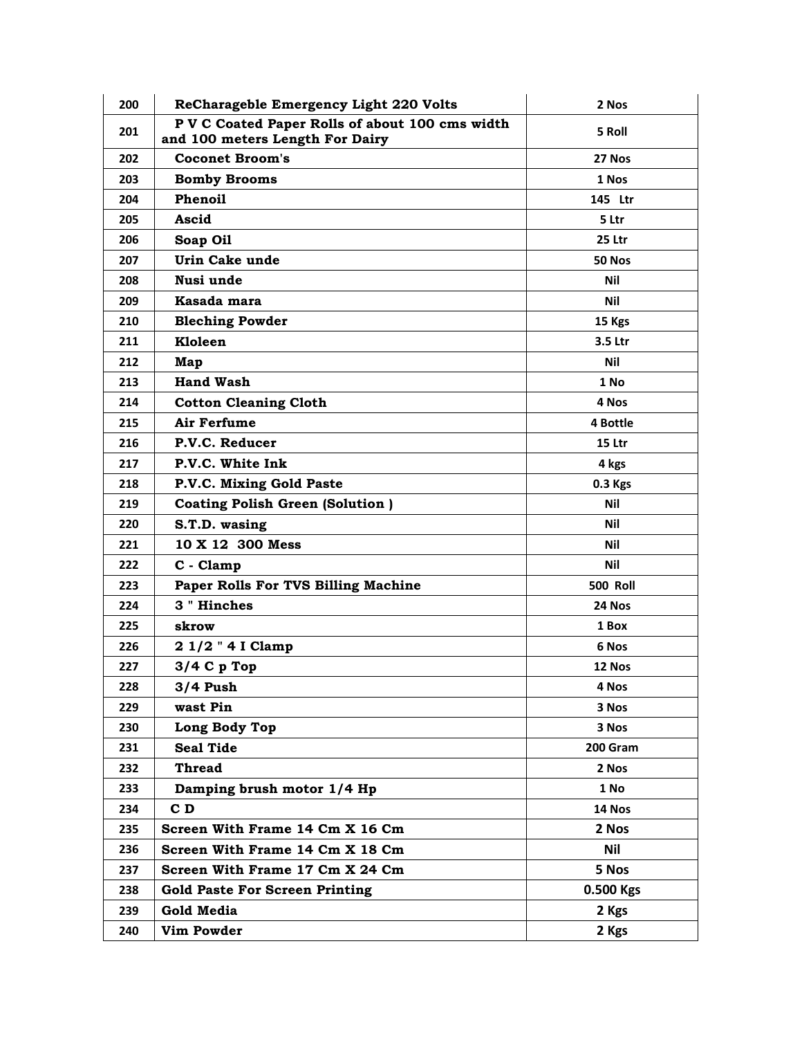| 200 | **ReCharageble Emergency Light 220 Volts** | **2 Nos** |
|---|---|---|
| 201 | **P V C Coated Paper Rolls of about 100 cms width and 100 meters Length For Dairy** | **5 Roll** |
| 202 | **Coconet Broom's** | **27 Nos** |
| 203 | **Bomby Brooms** | **1 Nos** |
| 204 | **Phenoil** | **145 Ltr** |
| 205 | **Ascid** | **5 Ltr** |
| 206 | **Soap Oil** | **25 Ltr** |
| 207 | **Urin Cake unde** | **50 Nos** |
| 208 | **Nusi unde** | **Nil** |
| 209 | **Kasada mara** | **Nil** |
| 210 | **Bleching Powder** | **15 Kgs** |
| 211 | **Kloleen** | **3.5 Ltr** |
| 212 | **Map** | **Nil** |
| 213 | **Hand Wash** | **1 No** |
| 214 | **Cotton Cleaning Cloth** | **4 Nos** |
| 215 | **Air Ferfume** | **4 Bottle** |
| 216 | **P.V.C. Reducer** | **15 Ltr** |
| 217 | **P.V.C. White Ink** | **4 kgs** |
| 218 | **P.V.C. Mixing Gold Paste** | **0.3 Kgs** |
| 219 | **Coating Polish Green (Solution )** | **Nil** |
| 220 | **S.T.D. wasing** | **Nil** |
| 221 | **10 X 12 300 Mess** | **Nil** |
| 222 | **C - Clamp** | **Nil** |
| 223 | **Paper Rolls For TVS Billing Machine** | **500 Roll** |
| 224 | **3 " Hinches** | **24 Nos** |
| 225 | **skrow** | **1 Box** |
| 226 | **2 1/2 " 4 I Clamp** | **6 Nos** |
| 227 | **3/4 C p Top** | **12 Nos** |
| 228 | **3/4 Push** | **4 Nos** |
| 229 | **wast Pin** | **3 Nos** |
| 230 | **Long Body Top** | **3 Nos** |
| 231 | **Seal Tide** | **200 Gram** |
| 232 | **Thread** | **2 Nos** |
| 233 | **Damping brush motor 1/4 Hp** | **1 No** |
| 234 | **C D** | **14 Nos** |
| 235 | **Screen With Frame 14 Cm X 16 Cm** | **2 Nos** |
| 236 | **Screen With Frame 14 Cm X 18 Cm** | **Nil** |
| 237 | **Screen With Frame 17 Cm X 24 Cm** | **5 Nos** |
| 238 | **Gold Paste For Screen Printing** | **0.500 Kgs** |
| 239 | **Gold Media** | **2 Kgs** |
| 240 | **Vim Powder** | **2 Kgs** |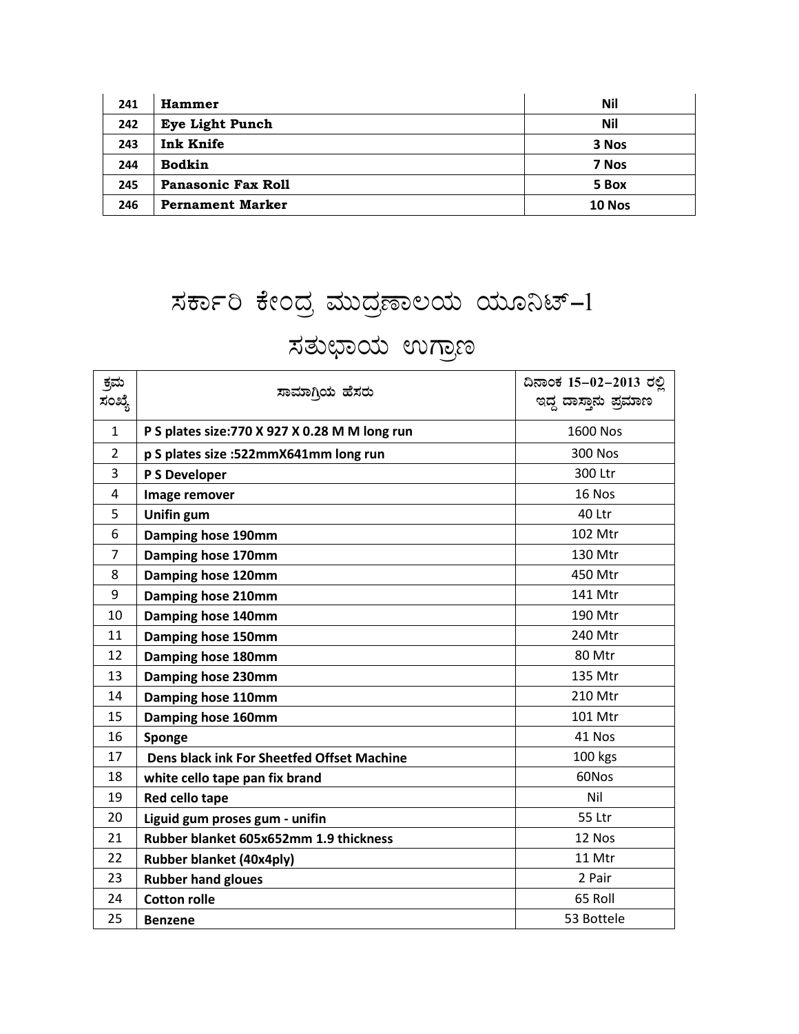| 241 | Hammer | Nil |
|---|---|---|
| 242 | Eye Light Punch | Nil |
| 243 | Ink Knife | 3 Nos |
| 244 | Bodkin | 7 Nos |
| 245 | Panasonic Fax Roll | 5 Box |
| 246 | Pernament Marker | 10 Nos |

# ಸರ್ಕಾರಿ ಕೇಂದ್ರ ಮುದ್ರಣಾಲಯ ಯೂನಿಟ್–1

# ಸತುಭಾಯ ಉಗ್ರಾಣ

| ಕ್ರಮ ಸಂಖ್ಯೆ | ಸಾಮಾಗ್ರಿಯ ಹೆಸರು | ದಿನಾಂಕ 15–02–2013 ರಲ್ಲಿ ಇದ್ದ ದಾಸ್ತಾನು ಪ್ರಮಾಣ |
|---|---|---|
| 1 | P S plates size:770 X 927 X 0.28 M M long run | 1600 Nos |
| 2 | p S plates size :522mmX641mm long run | 300 Nos |
| 3 | P S Developer | 300 Ltr |
| 4 | Image remover | 16 Nos |
| 5 | Unifin gum | 40 Ltr |
| 6 | Damping hose 190mm | 102 Mtr |
| 7 | Damping hose 170mm | 130 Mtr |
| 8 | Damping hose 120mm | 450 Mtr |
| 9 | Damping hose 210mm | 141 Mtr |
| 10 | Damping hose 140mm | 190 Mtr |
| 11 | Damping hose 150mm | 240 Mtr |
| 12 | Damping hose 180mm | 80 Mtr |
| 13 | Damping hose 230mm | 135 Mtr |
| 14 | Damping hose 110mm | 210 Mtr |
| 15 | Damping hose 160mm | 101 Mtr |
| 16 | Sponge | 41 Nos |
| 17 | Dens black ink For Sheetfed Offset Machine | 100 kgs |
| 18 | white cello tape pan fix brand | 60Nos |
| 19 | Red cello tape | Nil |
| 20 | Liguid gum proses gum - unifin | 55 Ltr |
| 21 | Rubber blanket 605x652mm 1.9 thickness | 12 Nos |
| 22 | Rubber blanket (40x4ply) | 11 Mtr |
| 23 | Rubber hand gloues | 2 Pair |
| 24 | Cotton rolle | 65 Roll |
| 25 | Benzene | 53 Bottele |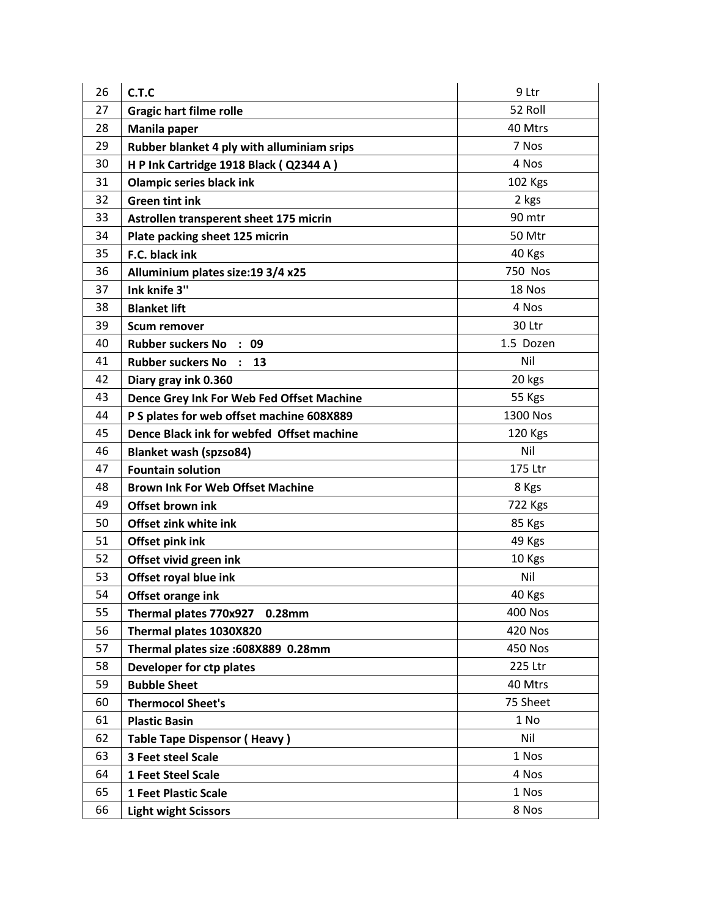| 26 | **C.T.C** | 9 Ltr |
|---|---|---|
| 27 | **Gragic hart filme rolle** | 52 Roll |
| 28 | **Manila paper** | 40 Mtrs |
| 29 | **Rubber blanket 4 ply with alluminiam srips** | 7 Nos |
| 30 | **H P Ink Cartridge 1918 Black ( Q2344 A )** | 4 Nos |
| 31 | **Olampic series black ink** | 102 Kgs |
| 32 | **Green tint ink** | 2 kgs |
| 33 | **Astrollen transperent sheet 175 micrin** | 90 mtr |
| 34 | **Plate packing sheet 125 micrin** | 50 Mtr |
| 35 | **F.C. black ink** | 40 Kgs |
| 36 | **Alluminium plates size:19 3/4 x25** | 750 Nos |
| 37 | **Ink knife 3"** | 18 Nos |
| 38 | **Blanket lift** | 4 Nos |
| 39 | **Scum remover** | 30 Ltr |
| 40 | **Rubber suckers No : 09** | 1.5 Dozen |
| 41 | **Rubber suckers No : 13** | Nil |
| 42 | **Diary gray ink 0.360** | 20 kgs |
| 43 | **Dence Grey Ink For Web Fed Offset Machine** | 55 Kgs |
| 44 | **P S plates for web offset machine 608X889** | 1300 Nos |
| 45 | **Dence Black ink for webfed Offset machine** | 120 Kgs |
| 46 | **Blanket wash (spzso84)** | Nil |
| 47 | **Fountain solution** | 175 Ltr |
| 48 | **Brown Ink For Web Offset Machine** | 8 Kgs |
| 49 | **Offset brown ink** | 722 Kgs |
| 50 | **Offset zink white ink** | 85 Kgs |
| 51 | **Offset pink ink** | 49 Kgs |
| 52 | **Offset vivid green ink** | 10 Kgs |
| 53 | **Offset royal blue ink** | Nil |
| 54 | **Offset orange ink** | 40 Kgs |
| 55 | **Thermal plates 770x927 0.28mm** | 400 Nos |
| 56 | **Thermal plates 1030X820** | 420 Nos |
| 57 | **Thermal plates size :608X889 0.28mm** | 450 Nos |
| 58 | **Developer for ctp plates** | 225 Ltr |
| 59 | **Bubble Sheet** | 40 Mtrs |
| 60 | **Thermocol Sheet's** | 75 Sheet |
| 61 | **Plastic Basin** | 1 No |
| 62 | **Table Tape Dispensor ( Heavy )** | Nil |
| 63 | **3 Feet steel Scale** | 1 Nos |
| 64 | **1 Feet Steel Scale** | 4 Nos |
| 65 | **1 Feet Plastic Scale** | 1 Nos |
| 66 | **Light wight Scissors** | 8 Nos |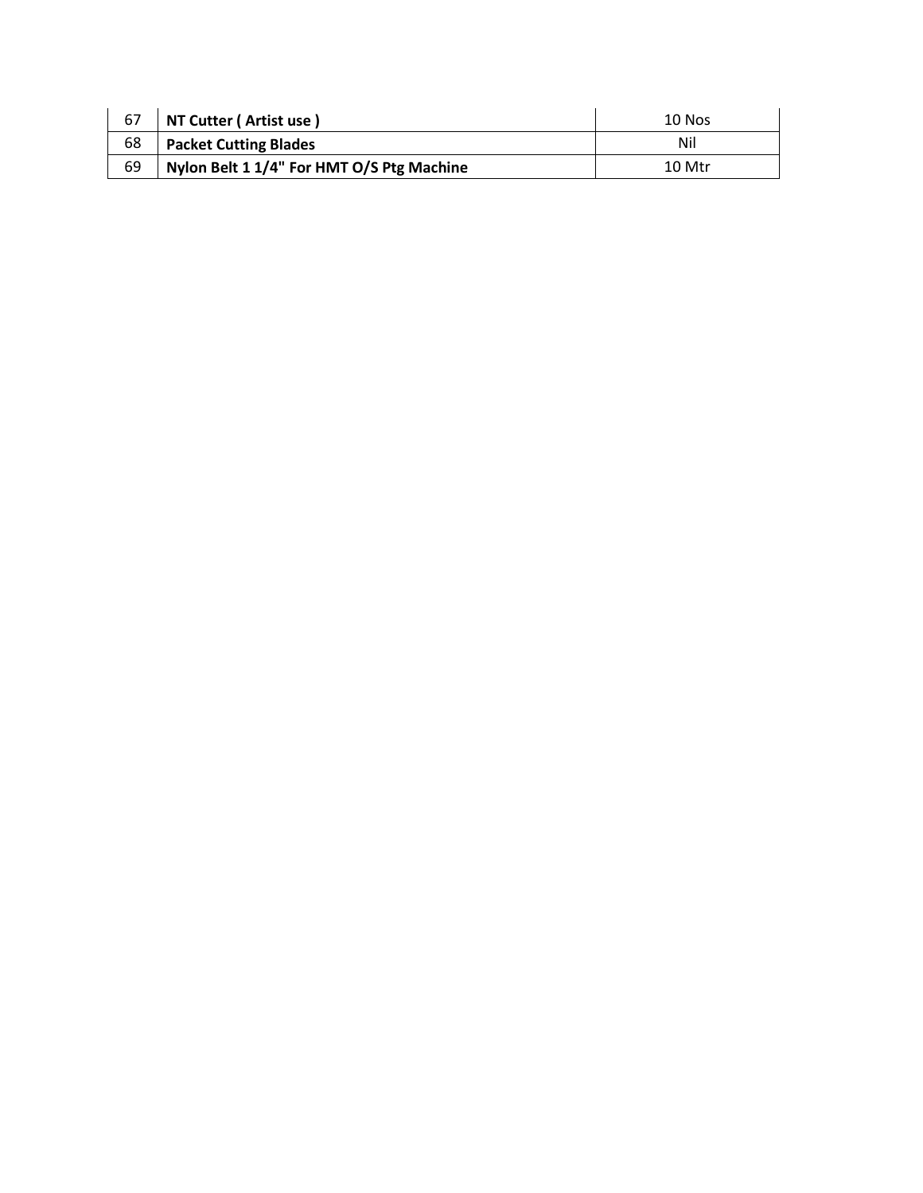| | | |
|---|---|---|
| 67 | **NT Cutter ( Artist use )** | 10 Nos |
| 68 | **Packet Cutting Blades** | Nil |
| 69 | **Nylon Belt 1 1/4" For HMT O/S Ptg Machine** | 10 Mtr |